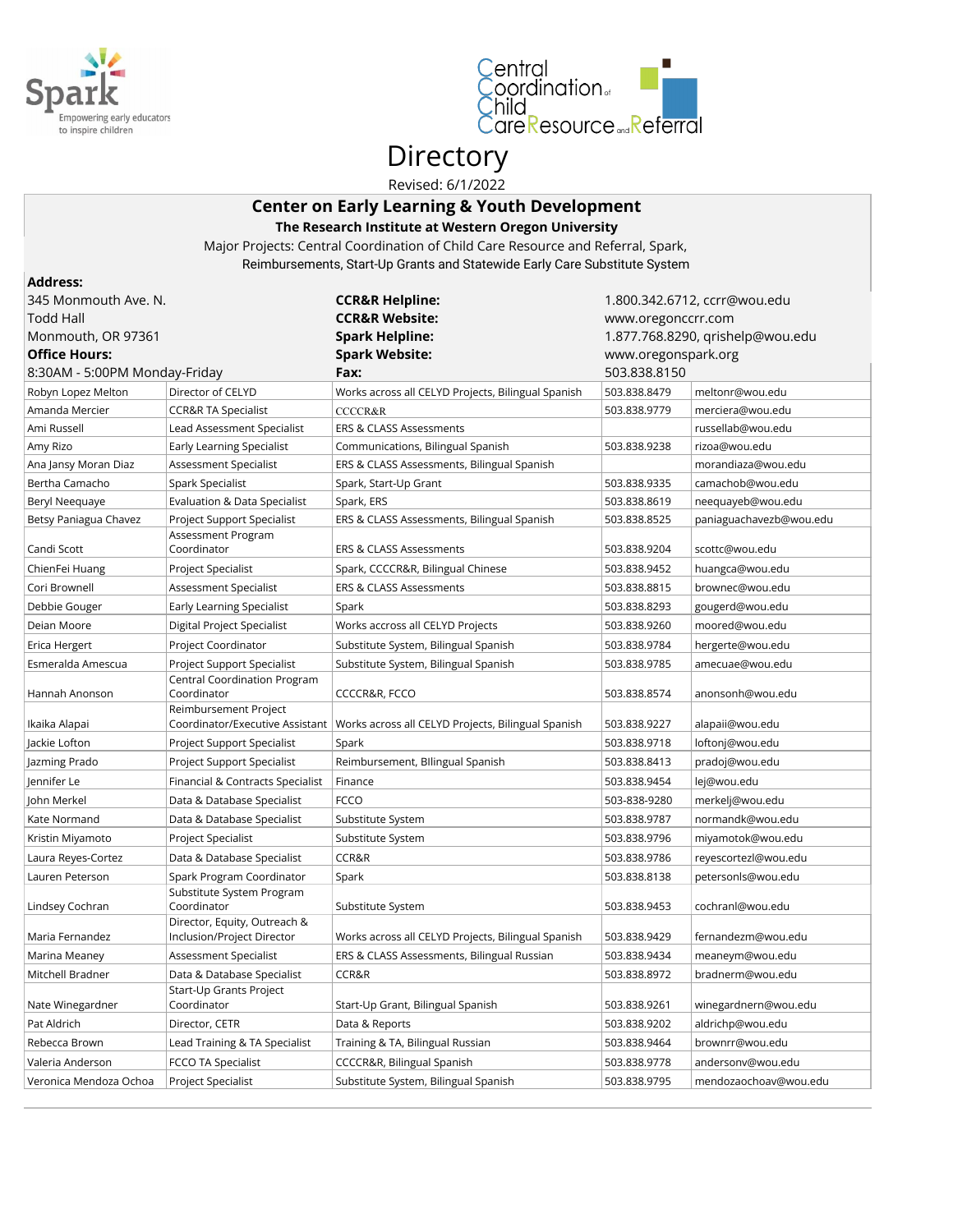Spark
Empowering early educators to inspire children

Central Coordination of Child Care Resource and Referral

# Directory

Revised: 6/1/2022

## Center on Early Learning & Youth Development

### The Research Institute at Western Oregon University

Major Projects: Central Coordination of Child Care Resource and Referral, Spark, Reimbursements, Start-Up Grants and Statewide Early Care Substitute System

**Address:**
345 Monmouth Ave. N.
Todd Hall
Monmouth, OR 97361

**Office Hours:**
8:30AM - 5:00PM Monday-Friday

**CCR&R Helpline:** 1.800.342.6712, ccrr@wou.edu
**CCR&R Website:** www.oregonccrr.com
**Spark Helpline:** 1.877.768.8290, qrishelp@wou.edu
**Spark Website:** www.oregonspark.org
**Fax:** 503.838.8150

| Name | Title | Projects | Phone | Email |
|---|---|---|---|---|
| Robyn Lopez Melton | Director of CELYD | Works across all CELYD Projects, Bilingual Spanish | 503.838.8479 | meltonr@wou.edu |
| Amanda Mercier | CCR&R TA Specialist | CCCCR&R | 503.838.9779 | merciera@wou.edu |
| Ami Russell | Lead Assessment Specialist | ERS & CLASS Assessments | | russellab@wou.edu |
| Amy Rizo | Early Learning Specialist | Communications, Bilingual Spanish | 503.838.9238 | rizoa@wou.edu |
| Ana Jansy Moran Diaz | Assessment Specialist | ERS & CLASS Assessments, Bilingual Spanish | | morandiaza@wou.edu |
| Bertha Camacho | Spark Specialist | Spark, Start-Up Grant | 503.838.9335 | camachob@wou.edu |
| Beryl Neequaye | Evaluation & Data Specialist | Spark, ERS | 503.838.8619 | neequayeb@wou.edu |
| Betsy Paniagua Chavez | Project Support Specialist | ERS & CLASS Assessments, Bilingual Spanish | 503.838.8525 | paniaguachavezb@wou.edu |
| Candi Scott | Assessment Program Coordinator | ERS & CLASS Assessments | 503.838.9204 | scottc@wou.edu |
| ChienFei Huang | Project Specialist | Spark, CCCCR&R, Bilingual Chinese | 503.838.9452 | huangca@wou.edu |
| Cori Brownell | Assessment Specialist | ERS & CLASS Assessments | 503.838.8815 | brownec@wou.edu |
| Debbie Gouger | Early Learning Specialist | Spark | 503.838.8293 | gougerd@wou.edu |
| Deian Moore | Digital Project Specialist | Works accross all CELYD Projects | 503.838.9260 | moored@wou.edu |
| Erica Hergert | Project Coordinator | Substitute System, Bilingual Spanish | 503.838.9784 | hergerte@wou.edu |
| Esmeralda Amescua | Project Support Specialist | Substitute System, Bilingual Spanish | 503.838.9785 | amecuae@wou.edu |
| Hannah Anonson | Central Coordination Program Coordinator | CCCCR&R, FCCO | 503.838.8574 | anonsonh@wou.edu |
| Ikaika Alapai | Reimbursement Project Coordinator/Executive Assistant | Works across all CELYD Projects, Bilingual Spanish | 503.838.9227 | alapaii@wou.edu |
| Jackie Lofton | Project Support Specialist | Spark | 503.838.9718 | loftonj@wou.edu |
| Jazming Prado | Project Support Specialist | Reimbursement, BIlingual Spanish | 503.838.8413 | pradoj@wou.edu |
| Jennifer Le | Financial & Contracts Specialist | Finance | 503.838.9454 | lej@wou.edu |
| John Merkel | Data & Database Specialist | FCCO | 503-838-9280 | merkelj@wou.edu |
| Kate Normand | Data & Database Specialist | Substitute System | 503.838.9787 | normandk@wou.edu |
| Kristin Miyamoto | Project Specialist | Substitute System | 503.838.9796 | miyamotok@wou.edu |
| Laura Reyes-Cortez | Data & Database Specialist | CCR&R | 503.838.9786 | reyescortezl@wou.edu |
| Lauren Peterson | Spark Program Coordinator | Spark | 503.838.8138 | petersonls@wou.edu |
| Lindsey Cochran | Substitute System Program Coordinator | Substitute System | 503.838.9453 | cochranl@wou.edu |
| Maria Fernandez | Director, Equity, Outreach & Inclusion/Project Director | Works across all CELYD Projects, Bilingual Spanish | 503.838.9429 | fernandezm@wou.edu |
| Marina Meaney | Assessment Specialist | ERS & CLASS Assessments, Bilingual Russian | 503.838.9434 | meaneym@wou.edu |
| Mitchell Bradner | Data & Database Specialist | CCR&R | 503.838.8972 | bradnerm@wou.edu |
| Nate Winegardner | Start-Up Grants Project Coordinator | Start-Up Grant, Bilingual Spanish | 503.838.9261 | winegardnern@wou.edu |
| Pat Aldrich | Director, CETR | Data & Reports | 503.838.9202 | aldrichp@wou.edu |
| Rebecca Brown | Lead Training & TA Specialist | Training & TA, Bilingual Russian | 503.838.9464 | brownrr@wou.edu |
| Valeria Anderson | FCCO TA Specialist | CCCCR&R, Bilingual Spanish | 503.838.9778 | andersonv@wou.edu |
| Veronica Mendoza Ochoa | Project Specialist | Substitute System, Bilingual Spanish | 503.838.9795 | mendozaochoav@wou.edu |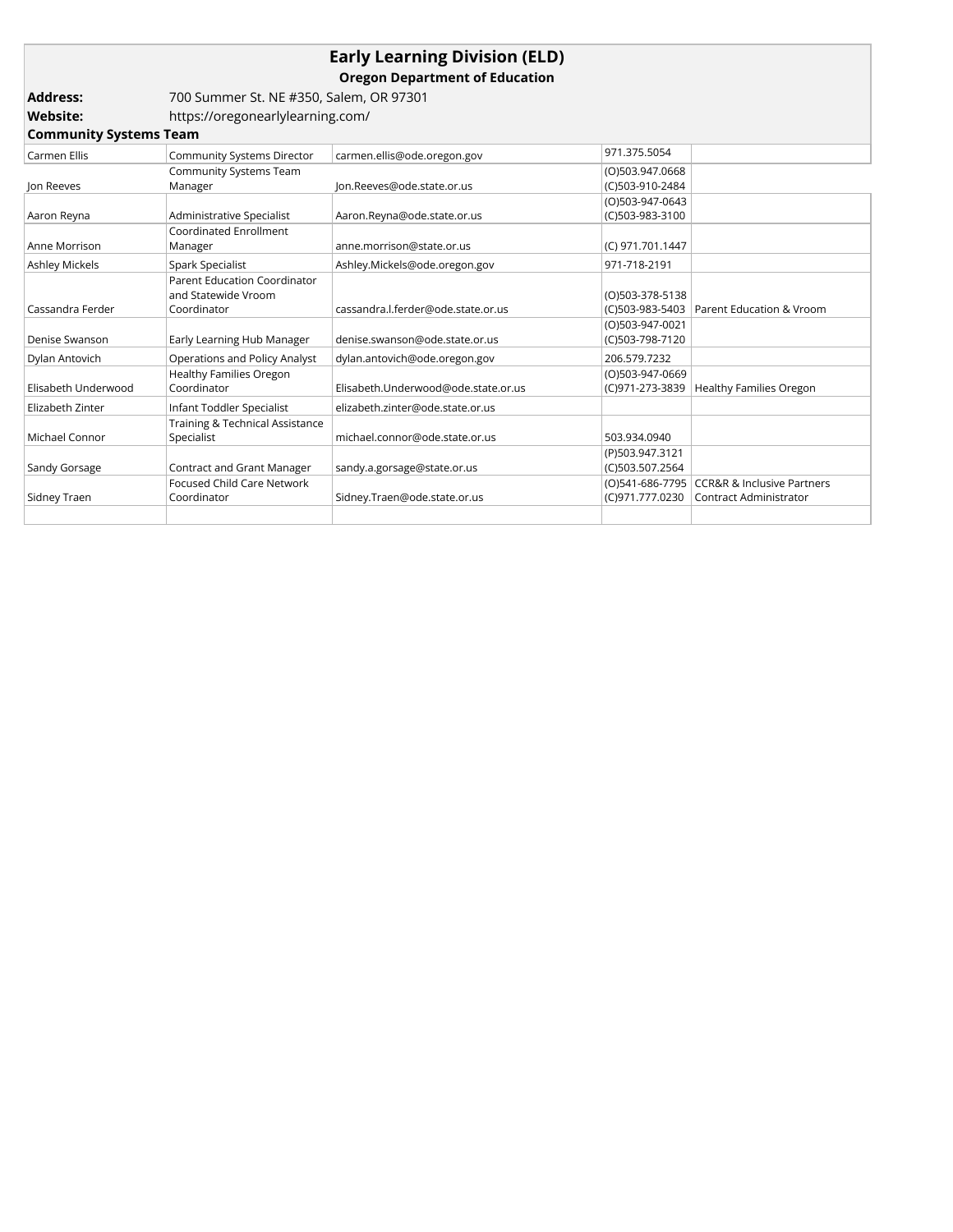# Early Learning Division (ELD)

## Oregon Department of Education

**Address:** 700 Summer St. NE #350, Salem, OR 97301

**Website:** https://oregonearlylearning.com/

**Community Systems Team**

| | | | | |
|---|---|---|---|---|
| Carmen Ellis | Community Systems Director | carmen.ellis@ode.oregon.gov | 971.375.5054 | |
| Jon Reeves | Community Systems Team Manager | Jon.Reeves@ode.state.or.us | (O)503.947.0668 (C)503-910-2484 | |
| Aaron Reyna | Administrative Specialist | Aaron.Reyna@ode.state.or.us | (O)503-947-0643 (C)503-983-3100 | |
| Anne Morrison | Coordinated Enrollment Manager | anne.morrison@state.or.us | (C) 971.701.1447 | |
| Ashley Mickels | Spark Specialist | Ashley.Mickels@ode.oregon.gov | 971-718-2191 | |
| Cassandra Ferder | Parent Education Coordinator and Statewide Vroom Coordinator | cassandra.l.ferder@ode.state.or.us | (O)503-378-5138 (C)503-983-5403 | Parent Education & Vroom |
| Denise Swanson | Early Learning Hub Manager | denise.swanson@ode.state.or.us | (O)503-947-0021 (C)503-798-7120 | |
| Dylan Antovich | Operations and Policy Analyst | dylan.antovich@ode.oregon.gov | 206.579.7232 | |
| Elisabeth Underwood | Healthy Families Oregon Coordinator | Elisabeth.Underwood@ode.state.or.us | (O)503-947-0669 (C)971-273-3839 | Healthy Families Oregon |
| Elizabeth Zinter | Infant Toddler Specialist | elizabeth.zinter@ode.state.or.us | | |
| Michael Connor | Training & Technical Assistance Specialist | michael.connor@ode.state.or.us | 503.934.0940 | |
| Sandy Gorsage | Contract and Grant Manager | sandy.a.gorsage@state.or.us | (P)503.947.3121 (C)503.507.2564 | |
| Sidney Traen | Focused Child Care Network Coordinator | Sidney.Traen@ode.state.or.us | (O)541-686-7795 (C)971.777.0230 | CCR&R & Inclusive Partners Contract Administrator |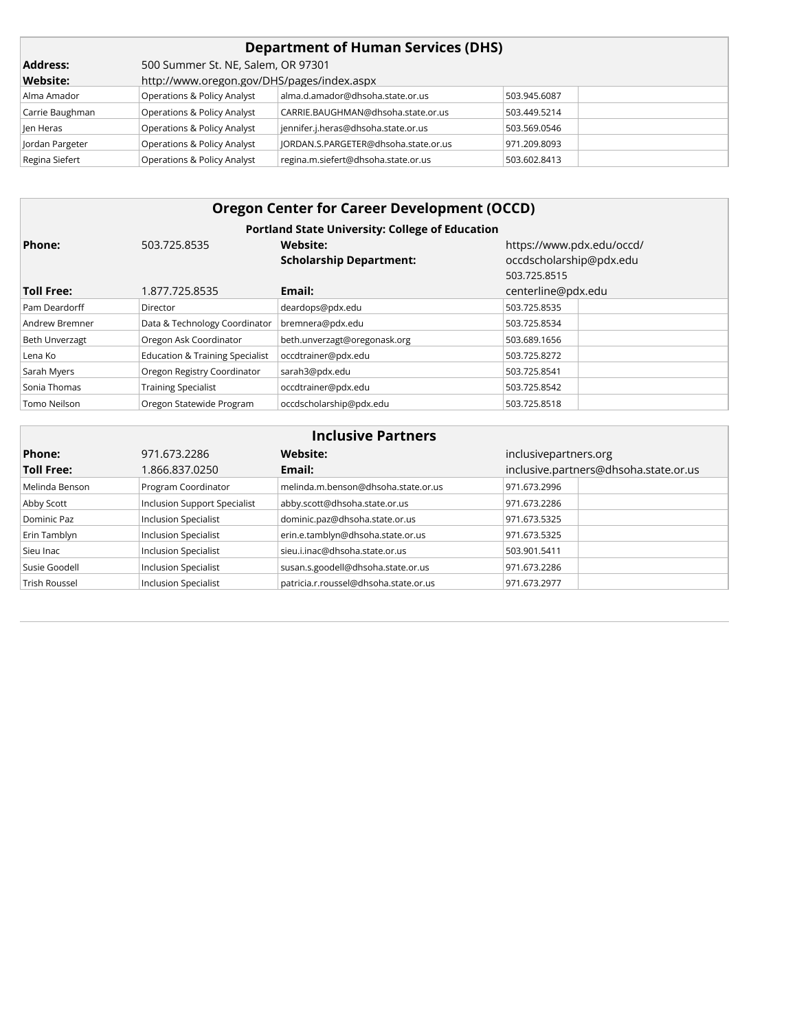## Department of Human Services (DHS)

**Address:** 500 Summer St. NE, Salem, OR 97301

**Website:** http://www.oregon.gov/DHS/pages/index.aspx

| | | | | |
|---|---|---|---|---|
| Alma Amador | Operations & Policy Analyst | alma.d.amador@dhsoha.state.or.us | 503.945.6087 | |
| Carrie Baughman | Operations & Policy Analyst | CARRIE.BAUGHMAN@dhsoha.state.or.us | 503.449.5214 | |
| Jen Heras | Operations & Policy Analyst | jennifer.j.heras@dhsoha.state.or.us | 503.569.0546 | |
| Jordan Pargeter | Operations & Policy Analyst | JORDAN.S.PARGETER@dhsoha.state.or.us | 971.209.8093 | |
| Regina Siefert | Operations & Policy Analyst | regina.m.siefert@dhsoha.state.or.us | 503.602.8413 | |

## Oregon Center for Career Development (OCCD)

**Portland State University: College of Education**

**Phone:** 503.725.8535

**Toll Free:** 1.877.725.8535

**Website:** https://www.pdx.edu/occd/

**Scholarship Department:** occdscholarship@pdx.edu 503.725.8515

**Email:** centerline@pdx.edu

| | | | | |
|---|---|---|---|---|
| Pam Deardorff | Director | deardops@pdx.edu | 503.725.8535 | |
| Andrew Bremner | Data & Technology Coordinator | bremnera@pdx.edu | 503.725.8534 | |
| Beth Unverzagt | Oregon Ask Coordinator | beth.unverzagt@oregonask.org | 503.689.1656 | |
| Lena Ko | Education & Training Specialist | occdtrainer@pdx.edu | 503.725.8272 | |
| Sarah Myers | Oregon Registry Coordinator | sarah3@pdx.edu | 503.725.8541 | |
| Sonia Thomas | Training Specialist | occdtrainer@pdx.edu | 503.725.8542 | |
| Tomo Neilson | Oregon Statewide Program | occdscholarship@pdx.edu | 503.725.8518 | |

## Inclusive Partners

**Phone:** 971.673.2286

**Toll Free:** 1.866.837.0250

**Website:** inclusivepartners.org

**Email:** inclusive.partners@dhsoha.state.or.us

| | | | | |
|---|---|---|---|---|
| Melinda Benson | Program Coordinator | melinda.m.benson@dhsoha.state.or.us | 971.673.2996 | |
| Abby Scott | Inclusion Support Specialist | abby.scott@dhsoha.state.or.us | 971.673.2286 | |
| Dominic Paz | Inclusion Specialist | dominic.paz@dhsoha.state.or.us | 971.673.5325 | |
| Erin Tamblyn | Inclusion Specialist | erin.e.tamblyn@dhsoha.state.or.us | 971.673.5325 | |
| Sieu Inac | Inclusion Specialist | sieu.i.inac@dhsoha.state.or.us | 503.901.5411 | |
| Susie Goodell | Inclusion Specialist | susan.s.goodell@dhsoha.state.or.us | 971.673.2286 | |
| Trish Roussel | Inclusion Specialist | patricia.r.roussel@dhsoha.state.or.us | 971.673.2977 | |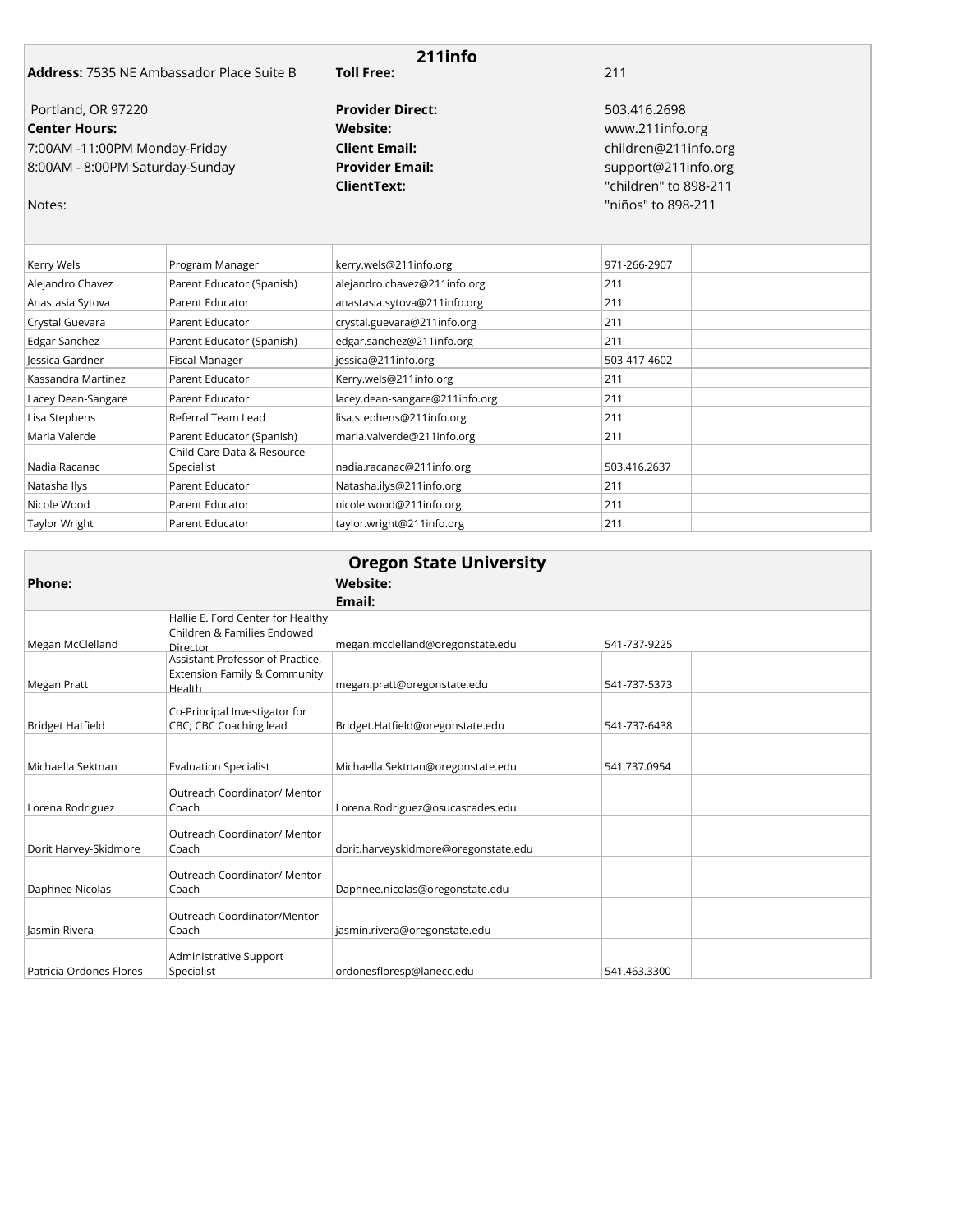## 211info

| | | | |
|---|---|---|---|
| **Address:** 7535 NE Ambassador Place Suite B | **Toll Free:** | 211 | |
| Portland, OR 97220 | **Provider Direct:** | 503.416.2698 | |
| **Center Hours:** | **Website:** | www.211info.org | |
| 7:00AM -11:00PM Monday-Friday | **Client Email:** | children@211info.org | |
| 8:00AM - 8:00PM Saturday-Sunday | **Provider Email:** | support@211info.org | |
| | **ClientText:** | "children" to 898-211 | |
| Notes: | | "niños" to 898-211 | |

| | | | | |
|---|---|---|---|---|
| Kerry Wels | Program Manager | kerry.wels@211info.org | 971-266-2907 | |
| Alejandro Chavez | Parent Educator (Spanish) | alejandro.chavez@211info.org | 211 | |
| Anastasia Sytova | Parent Educator | anastasia.sytova@211info.org | 211 | |
| Crystal Guevara | Parent Educator | crystal.guevara@211info.org | 211 | |
| Edgar Sanchez | Parent Educator (Spanish) | edgar.sanchez@211info.org | 211 | |
| Jessica Gardner | Fiscal Manager | jessica@211info.org | 503-417-4602 | |
| Kassandra Martinez | Parent Educator | Kerry.wels@211info.org | 211 | |
| Lacey Dean-Sangare | Parent Educator | lacey.dean-sangare@211info.org | 211 | |
| Lisa Stephens | Referral Team Lead | lisa.stephens@211info.org | 211 | |
| Maria Valerde | Parent Educator (Spanish) | maria.valverde@211info.org | 211 | |
| Nadia Racanac | Child Care Data & Resource Specialist | nadia.racanac@211info.org | 503.416.2637 | |
| Natasha Ilys | Parent Educator | Natasha.ilys@211info.org | 211 | |
| Nicole Wood | Parent Educator | nicole.wood@211info.org | 211 | |
| Taylor Wright | Parent Educator | taylor.wright@211info.org | 211 | |

## Oregon State University

| | | | | |
|---|---|---|---|---|
| **Phone:** | | **Website:** | | |
| | | **Email:** | | |
| Megan McClelland | Hallie E. Ford Center for Healthy Children & Families Endowed Director | megan.mcclelland@oregonstate.edu | 541-737-9225 | |
| Megan Pratt | Assistant Professor of Practice, Extension Family & Community Health | megan.pratt@oregonstate.edu | 541-737-5373 | |
| Bridget Hatfield | Co-Principal Investigator for CBC; CBC Coaching lead | Bridget.Hatfield@oregonstate.edu | 541-737-6438 | |
| Michaella Sektnan | Evaluation Specialist | Michaella.Sektnan@oregonstate.edu | 541.737.0954 | |
| Lorena Rodriguez | Outreach Coordinator/ Mentor Coach | Lorena.Rodriguez@osucascades.edu | | |
| Dorit Harvey-Skidmore | Outreach Coordinator/ Mentor Coach | dorit.harveyskidmore@oregonstate.edu | | |
| Daphnee Nicolas | Outreach Coordinator/ Mentor Coach | Daphnee.nicolas@oregonstate.edu | | |
| Jasmin Rivera | Outreach Coordinator/Mentor Coach | jasmin.rivera@oregonstate.edu | | |
| Patricia Ordones Flores | Administrative Support Specialist | ordonesfloresp@lanecc.edu | 541.463.3300 | |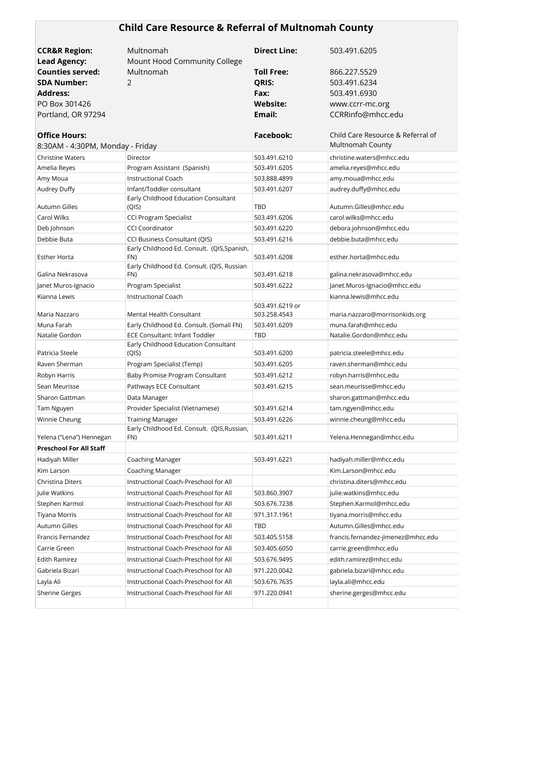# Child Care Resource & Referral of Multnomah County

| | | | |
|---|---|---|---|
| **CCR&R Region:** | Multnomah | **Direct Line:** | 503.491.6205 |
| **Lead Agency:** | Mount Hood Community College | | |
| **Counties served:** | Multnomah | **Toll Free:** | 866.227.5529 |
| **SDA Number:** | 2 | **QRIS:** | 503.491.6234 |
| **Address:** | | **Fax:** | 503.491.6930 |
| PO Box 301426 | | **Website:** | www.ccrr-mc.org |
| Portland, OR 97294 | | **Email:** | CCRRinfo@mhcc.edu |
| **Office Hours:** | | **Facebook:** | Child Care Resource & Referral of Multnomah County |
| 8:30AM - 4:30PM, Monday - Friday | | | |

| | | | |
|---|---|---|---|
| Christine Waters | Director | 503.491.6210 | christine.waters@mhcc.edu |
| Amelia Reyes | Program Assistant (Spanish) | 503.491.6205 | amelia.reyes@mhcc.edu |
| Amy Moua | Instructional Coach | 503.888.4899 | amy.moua@mhcc.edu |
| Audrey Duffy | Infant/Toddler consultant | 503.491.6207 | audrey.duffy@mhcc.edu |
| Autumn Gilles | Early Childhood Education Consultant (QIS) | TBD | Autumn.Gilles@mhcc.edu |
| Carol Wilks | CCI Program Specialist | 503.491.6206 | carol.wilks@mhcc.edu |
| Deb Johnson | CCI Coordinator | 503.491.6220 | debora.johnson@mhcc.edu |
| Debbie Buta | CCI Business Consultant (QIS) | 503.491.6216 | debbie.buta@mhcc.edu |
| Esther Horta | Early Childhood Ed. Consult. (QIS,Spanish, FN) | 503.491.6208 | esther.horta@mhcc.edu |
| Galina Nekrasova | Early Childhood Ed. Consult. (QIS, Russian FN) | 503.491.6218 | galina.nekrasova@mhcc.edu |
| Janet Muros-Ignacio | Program Specialist | 503.491.6222 | Janet.Muros-Ignacio@mhcc.edu |
| Kianna Lewis | Instructional Coach | | kianna.lewis@mhcc.edu |
| Maria Nazzaro | Mental Health Consultant | 503.491.6219 or 503.258.4543 | maria.nazzaro@morrisonkids.org |
| Muna Farah | Early Childhood Ed. Consult. (Somali FN) | 503.491.6209 | muna.farah@mhcc.edu |
| Natalie Gordon | ECE Consultant: Infant Toddler | TBD | Natalie.Gordon@mhcc.edu |
| Patricia Steele | Early Childhood Education Consultant (QIS) | 503.491.6200 | patricia.steele@mhcc.edu |
| Raven Sherman | Program Specialist (Temp) | 503.491.6205 | raven.sherman@mhcc.edu |
| Robyn Harris | Baby Promise Program Consultant | 503.491.6212 | robyn.harris@mhcc.edu |
| Sean Meurisse | Pathways ECE Consultant | 503.491.6215 | sean.meurisse@mhcc.edu |
| Sharon Gattman | Data Manager | | sharon.gattman@mhcc.edu |
| Tam Nguyen | Provider Specialist (Vietnamese) | 503.491.6214 | tam.ngyen@mhcc.edu |
| Winnie Cheung | Training Manager | 503.491.6226 | winnie.cheung@mhcc.edu |
| Yelena ("Lena") Hennegan | Early Childhood Ed. Consult. (QIS,Russian, FN) | 503.491.6211 | Yelena.Hennegan@mhcc.edu |
| **Preschool For All Staff** | | | |
| Hadiyah Miller | Coaching Manager | 503.491.6221 | hadiyah.miller@mhcc.edu |
| Kim Larson | Coaching Manager | | Kim.Larson@mhcc.edu |
| Christina Diters | Instructional Coach-Preschool for All | | christina.diters@mhcc.edu |
| Julie Watkins | Instructional Coach-Preschool for All | 503.860.3907 | julie.watkins@mhcc.edu |
| Stephen Karmol | Instructional Coach-Preschool for All | 503.676.7238 | Stephen.Karmol@mhcc.edu |
| Tiyana Morris | Instructional Coach-Preschool for All | 971.317.1961 | tiyana.morris@mhcc.edu |
| Autumn Gilles | Instructional Coach-Preschool for All | TBD | Autumn.Gilles@mhcc.edu |
| Francis Fernandez | Instructional Coach-Preschool for All | 503.405.5158 | francis.fernandez-jimenez@mhcc.edu |
| Carrie Green | Instructional Coach-Preschool for All | 503.405.6050 | carrie.green@mhcc.edu |
| Edith Ramirez | Instructional Coach-Preschool for All | 503.676.9495 | edith.ramirez@mhcc.edu |
| Gabriela Bizari | Instructional Coach-Preschool for All | 971.220.0042 | gabriela.bizari@mhcc.edu |
| Layla Ali | Instructional Coach-Preschool for All | 503.676.7635 | layla.ali@mhcc.edu |
| Sherine Gerges | Instructional Coach-Preschool for All | 971.220.0941 | sherine.gerges@mhcc.edu |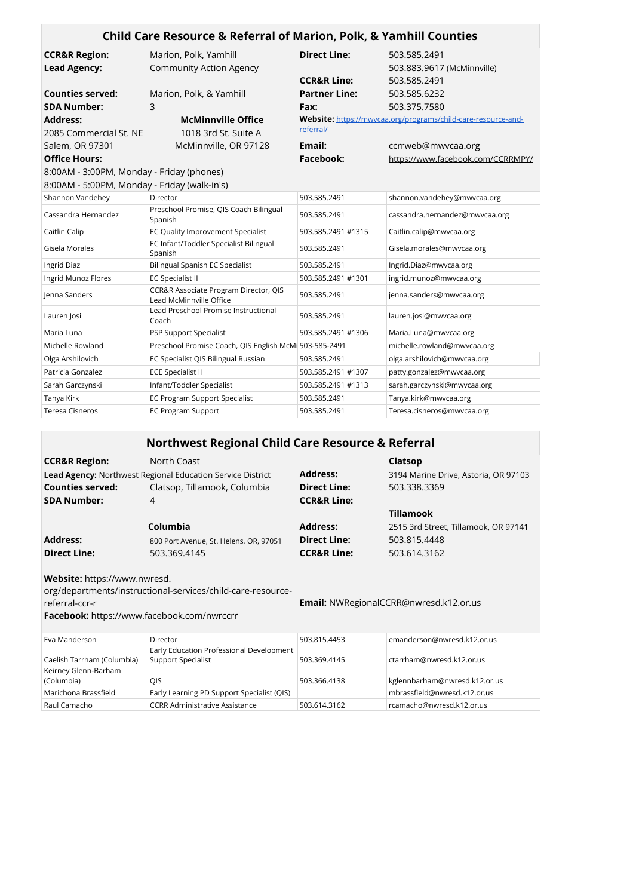## Child Care Resource & Referral of Marion, Polk, & Yamhill Counties

**CCR&R Region:** Marion, Polk, Yamhill
**Lead Agency:** Community Action Agency

**Counties served:** Marion, Polk, & Yamhill
**SDA Number:** 3
**Address:**
2085 Commercial St. NE
Salem, OR 97301

**McMinnville Office**
1018 3rd St. Suite A
McMinnville, OR 97128

**Office Hours:**
8:00AM - 3:00PM, Monday - Friday (phones)
8:00AM - 5:00PM, Monday - Friday (walk-in's)

**Direct Line:** 503.585.2491
503.883.9617 (McMinnville)
**CCR&R Line:** 503.585.2491
**Partner Line:** 503.585.6232
**Fax:** 503.375.7580
**Website:** https://mwvcaa.org/programs/child-care-resource-and-referral/
**Email:** ccrrweb@mwvcaa.org
**Facebook:** https://www.facebook.com/CCRRMPY/

| Name | Title | Phone | Email |
|---|---|---|---|
| Shannon Vandehey | Director | 503.585.2491 | shannon.vandehey@mwvcaa.org |
| Cassandra Hernandez | Preschool Promise, QIS Coach Bilingual Spanish | 503.585.2491 | cassandra.hernandez@mwvcaa.org |
| Caitlin Calip | EC Quality Improvement Specialist | 503.585.2491 #1315 | Caitlin.calip@mwvcaa.org |
| Gisela Morales | EC Infant/Toddler Specialist Bilingual Spanish | 503.585.2491 | Gisela.morales@mwvcaa.org |
| Ingrid Diaz | Bilingual Spanish EC Specialist | 503.585.2491 | Ingrid.Diaz@mwvcaa.org |
| Ingrid Munoz Flores | EC Specialist II | 503.585.2491 #1301 | ingrid.munoz@mwvcaa.org |
| Jenna Sanders | CCR&R Associate Program Director, QIS Lead McMinnville Office | 503.585.2491 | jenna.sanders@mwvcaa.org |
| Lauren Josi | Lead Preschool Promise Instructional Coach | 503.585.2491 | lauren.josi@mwvcaa.org |
| Maria Luna | PSP Support Specialist | 503.585.2491 #1306 | Maria.Luna@mwvcaa.org |
| Michelle Rowland | Preschool Promise Coach, QIS English McMi | 503-585-2491 | michelle.rowland@mwvcaa.org |
| Olga Arshilovich | EC Specialist QIS Bilingual Russian | 503.585.2491 | olga.arshilovich@mwvcaa.org |
| Patricia Gonzalez | ECE Specialist II | 503.585.2491 #1307 | patty.gonzalez@mwvcaa.org |
| Sarah Garczynski | Infant/Toddler Specialist | 503.585.2491 #1313 | sarah.garczynski@mwvcaa.org |
| Tanya Kirk | EC Program Support Specialist | 503.585.2491 | Tanya.kirk@mwvcaa.org |
| Teresa Cisneros | EC Program Support | 503.585.2491 | Teresa.cisneros@mwvcaa.org |

## Northwest Regional Child Care Resource & Referral

**CCR&R Region:** North Coast
**Lead Agency:** Northwest Regional Education Service District
**Counties served:** Clatsop, Tillamook, Columbia
**SDA Number:** 4

**Columbia**
**Address:** 800 Port Avenue, St. Helens, OR, 97051
**Direct Line:** 503.369.4145

**Clatsop**
**Address:** 3194 Marine Drive, Astoria, OR 97103
**Direct Line:** 503.338.3369
**CCR&R Line:**

**Tillamook**
**Address:** 2515 3rd Street, Tillamook, OR 97141
**Direct Line:** 503.815.4448
**CCR&R Line:** 503.614.3162

**Website:** https://www.nwresd.org/departments/instructional-services/child-care-resource-referral-ccr-r
**Email:** NWRegionalCCRR@nwresd.k12.or.us
**Facebook:** https://www.facebook.com/nwrccrr

| Name | Title | Phone | Email |
|---|---|---|---|
| Eva Manderson | Director | 503.815.4453 | emanderson@nwresd.k12.or.us |
| Caelish Tarrham (Columbia) | Early Education Professional Development Support Specialist | 503.369.4145 | ctarrham@nwresd.k12.or.us |
| Keirney Glenn-Barham (Columbia) | QIS | 503.366.4138 | kglennbarham@nwresd.k12.or.us |
| Marichona Brassfield | Early Learning PD Support Specialist (QIS) | | mbrassfield@nwresd.k12.or.us |
| Raul Camacho | CCRR Administrative Assistance | 503.614.3162 | rcamacho@nwresd.k12.or.us |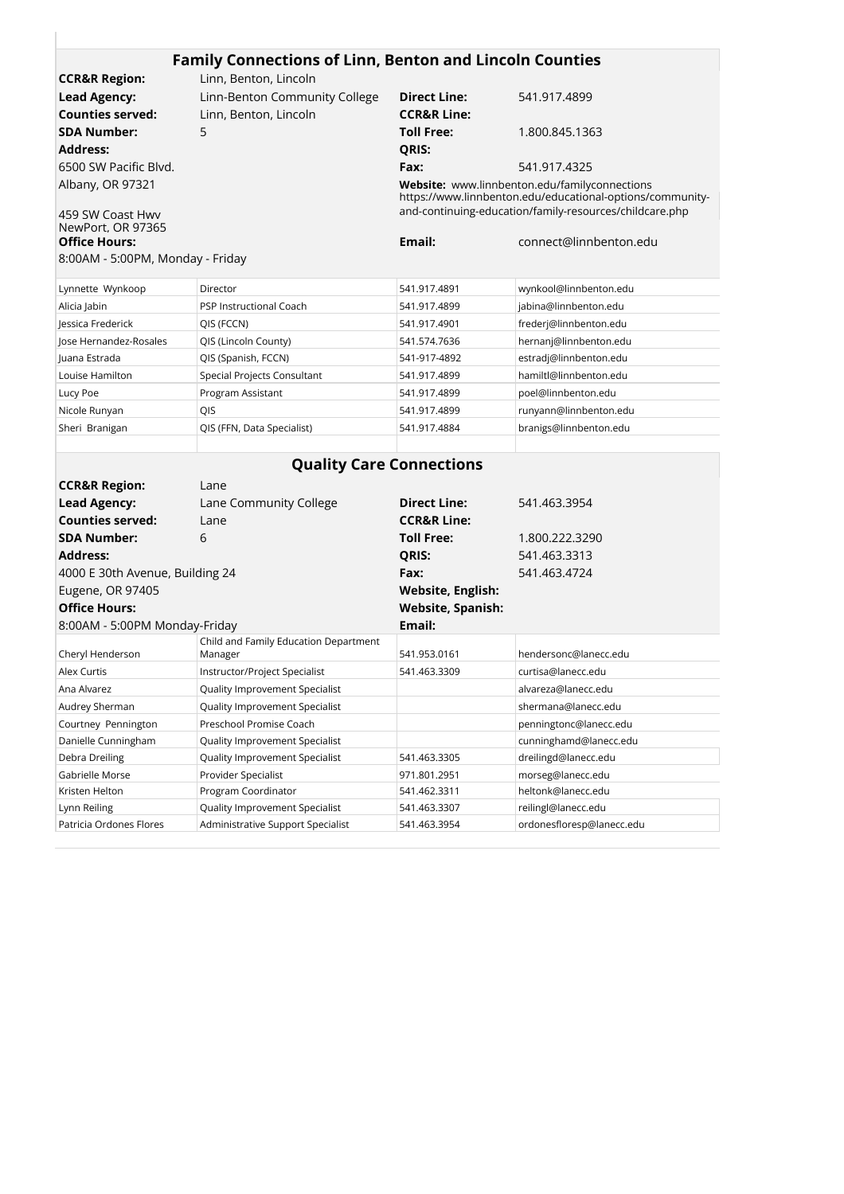## Family Connections of Linn, Benton and Lincoln Counties

**CCR&R Region:** Linn, Benton, Lincoln

**Lead Agency:** Linn-Benton Community College

**Counties served:** Linn, Benton, Lincoln

**SDA Number:** 5

**Address:**
6500 SW Pacific Blvd.
Albany, OR 97321

459 SW Coast Hwy
NewPort, OR 97365

**Office Hours:**
8:00AM - 5:00PM, Monday - Friday

**Direct Line:** 541.917.4899

**CCR&R Line:**

**Toll Free:** 1.800.845.1363

**QRIS:**

**Fax:** 541.917.4325

**Website:** www.linnbenton.edu/familyconnections https://www.linnbenton.edu/educational-options/community-and-continuing-education/family-resources/childcare.php

**Email:** connect@linnbenton.edu

| Name | Title | Phone | Email |
|---|---|---|---|
| Lynnette Wynkoop | Director | 541.917.4891 | wynkool@linnbenton.edu |
| Alicia Jabin | PSP Instructional Coach | 541.917.4899 | jabina@linnbenton.edu |
| Jessica Frederick | QIS (FCCN) | 541.917.4901 | frederj@linnbenton.edu |
| Jose Hernandez-Rosales | QIS (Lincoln County) | 541.574.7636 | hernanj@linnbenton.edu |
| Juana Estrada | QIS (Spanish, FCCN) | 541-917-4892 | estradj@linnbenton.edu |
| Louise Hamilton | Special Projects Consultant | 541.917.4899 | hamiltl@linnbenton.edu |
| Lucy Poe | Program Assistant | 541.917.4899 | poel@linnbenton.edu |
| Nicole Runyan | QIS | 541.917.4899 | runyann@linnbenton.edu |
| Sheri Branigan | QIS (FFN, Data Specialist) | 541.917.4884 | branigs@linnbenton.edu |

## Quality Care Connections

**CCR&R Region:** Lane

**Lead Agency:** Lane Community College

**Counties served:** Lane

**SDA Number:** 6

**Address:**
4000 E 30th Avenue, Building 24
Eugene, OR 97405

**Office Hours:**
8:00AM - 5:00PM Monday-Friday

**Direct Line:** 541.463.3954

**CCR&R Line:**

**Toll Free:** 1.800.222.3290

**QRIS:** 541.463.3313

**Fax:** 541.463.4724

**Website, English:**

**Website, Spanish:**

**Email:**

| Name | Title | Phone | Email |
|---|---|---|---|
| Cheryl Henderson | Child and Family Education Department Manager | 541.953.0161 | hendersonc@lanecc.edu |
| Alex Curtis | Instructor/Project Specialist | 541.463.3309 | curtisa@lanecc.edu |
| Ana Alvarez | Quality Improvement Specialist | | alvareza@lanecc.edu |
| Audrey Sherman | Quality Improvement Specialist | | shermana@lanecc.edu |
| Courtney Pennington | Preschool Promise Coach | | penningtonc@lanecc.edu |
| Danielle Cunningham | Quality Improvement Specialist | | cunninghamd@lanecc.edu |
| Debra Dreiling | Quality Improvement Specialist | 541.463.3305 | dreilingd@lanecc.edu |
| Gabrielle Morse | Provider Specialist | 971.801.2951 | morseg@lanecc.edu |
| Kristen Helton | Program Coordinator | 541.462.3311 | heltonk@lanecc.edu |
| Lynn Reiling | Quality Improvement Specialist | 541.463.3307 | reilingl@lanecc.edu |
| Patricia Ordones Flores | Administrative Support Specialist | 541.463.3954 | ordonesfloresp@lanecc.edu |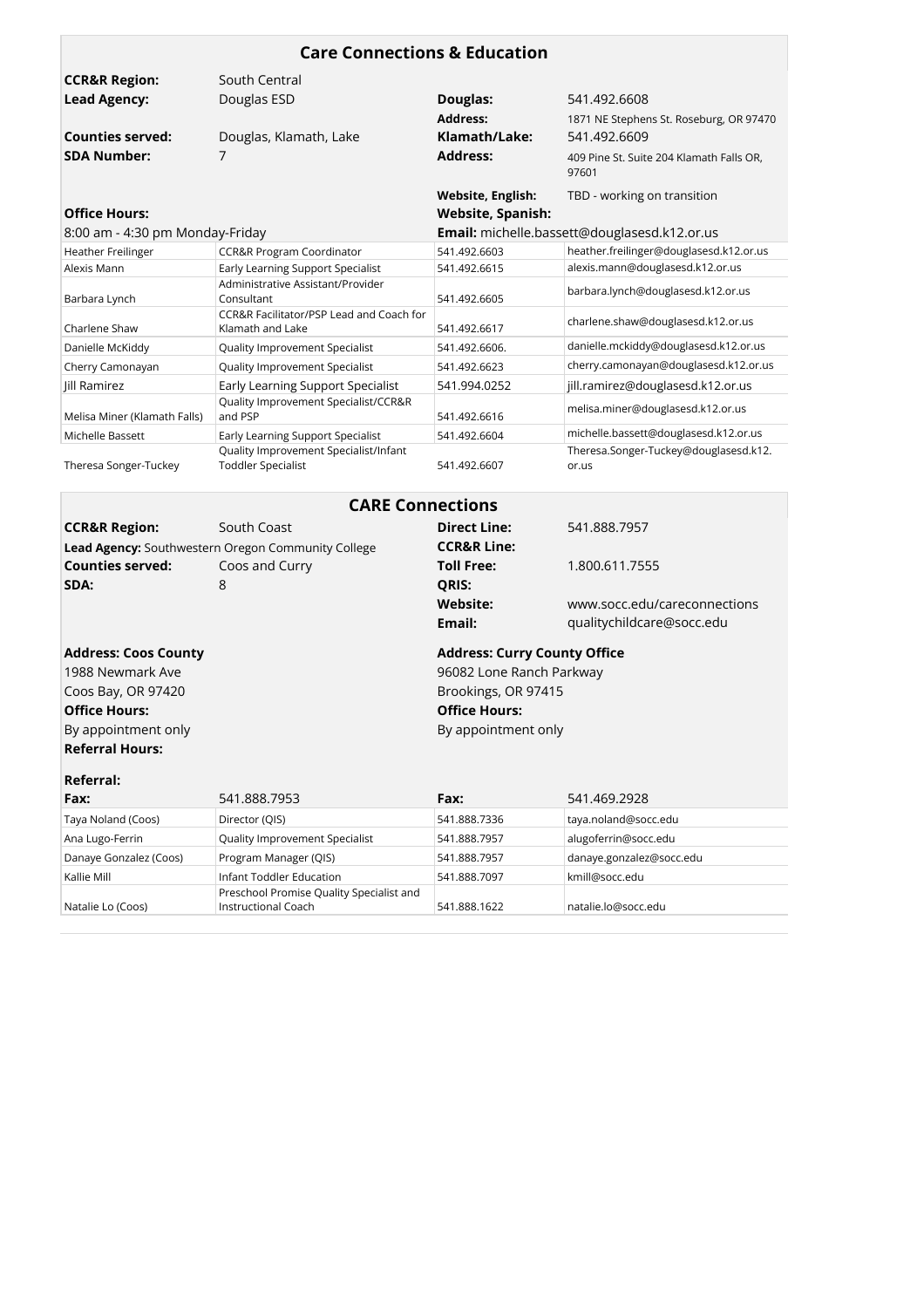## Care Connections & Education

| | | | |
|---|---|---|---|
| **CCR&R Region:** | South Central | | |
| **Lead Agency:** | Douglas ESD | **Douglas:** | 541.492.6608 |
| | | **Address:** | 1871 NE Stephens St. Roseburg, OR 97470 |
| **Counties served:** | Douglas, Klamath, Lake | **Klamath/Lake:** | 541.492.6609 |
| **SDA Number:** | 7 | **Address:** | 409 Pine St. Suite 204 Klamath Falls OR, 97601 |
| | | **Website, English:** | TBD - working on transition |
| **Office Hours:** | | **Website, Spanish:** | |
| 8:00 am - 4:30 pm Monday-Friday | | **Email:** michelle.bassett@douglasesd.k12.or.us | |
| Heather Freilinger | CCR&R Program Coordinator | 541.492.6603 | heather.freilinger@douglasesd.k12.or.us |
| Alexis Mann | Early Learning Support Specialist | 541.492.6615 | alexis.mann@douglasesd.k12.or.us |
| Barbara Lynch | Administrative Assistant/Provider Consultant | 541.492.6605 | barbara.lynch@douglasesd.k12.or.us |
| Charlene Shaw | CCR&R Facilitator/PSP Lead and Coach for Klamath and Lake | 541.492.6617 | charlene.shaw@douglasesd.k12.or.us |
| Danielle McKiddy | Quality Improvement Specialist | 541.492.6606. | danielle.mckiddy@douglasesd.k12.or.us |
| Cherry Camonayan | Quality Improvement Specialist | 541.492.6623 | cherry.camonayan@douglasesd.k12.or.us |
| Jill Ramirez | Early Learning Support Specialist | 541.994.0252 | jill.ramirez@douglasesd.k12.or.us |
| Melisa Miner (Klamath Falls) | Quality Improvement Specialist/CCR&R and PSP | 541.492.6616 | melisa.miner@douglasesd.k12.or.us |
| Michelle Bassett | Early Learning Support Specialist | 541.492.6604 | michelle.bassett@douglasesd.k12.or.us |
| Theresa Songer-Tuckey | Quality Improvement Specialist/Infant Toddler Specialist | 541.492.6607 | Theresa.Songer-Tuckey@douglasesd.k12.or.us |

## CARE Connections

| | | | |
|---|---|---|---|
| **CCR&R Region:** | South Coast | **Direct Line:** | 541.888.7957 |
| **Lead Agency:** Southwestern Oregon Community College | | **CCR&R Line:** | |
| **Counties served:** | Coos and Curry | **Toll Free:** | 1.800.611.7555 |
| **SDA:** | 8 | **QRIS:** | |
| | | **Website:** | www.socc.edu/careconnections |
| | | **Email:** | qualitychildcare@socc.edu |
| **Address: Coos County** | | **Address: Curry County Office** | |
| 1988 Newmark Ave | | 96082 Lone Ranch Parkway | |
| Coos Bay, OR 97420 | | Brookings, OR 97415 | |
| **Office Hours:** | | **Office Hours:** | |
| By appointment only | | By appointment only | |
| **Referral Hours:** | | | |
| **Referral:** | | | |
| **Fax:** | 541.888.7953 | **Fax:** | 541.469.2928 |
| Taya Noland (Coos) | Director (QIS) | 541.888.7336 | taya.noland@socc.edu |
| Ana Lugo-Ferrin | Quality Improvement Specialist | 541.888.7957 | alugoferrin@socc.edu |
| Danaye Gonzalez (Coos) | Program Manager (QIS) | 541.888.7957 | danaye.gonzalez@socc.edu |
| Kallie Mill | Infant Toddler Education | 541.888.7097 | kmill@socc.edu |
| Natalie Lo (Coos) | Preschool Promise Quality Specialist and Instructional Coach | 541.888.1622 | natalie.lo@socc.edu |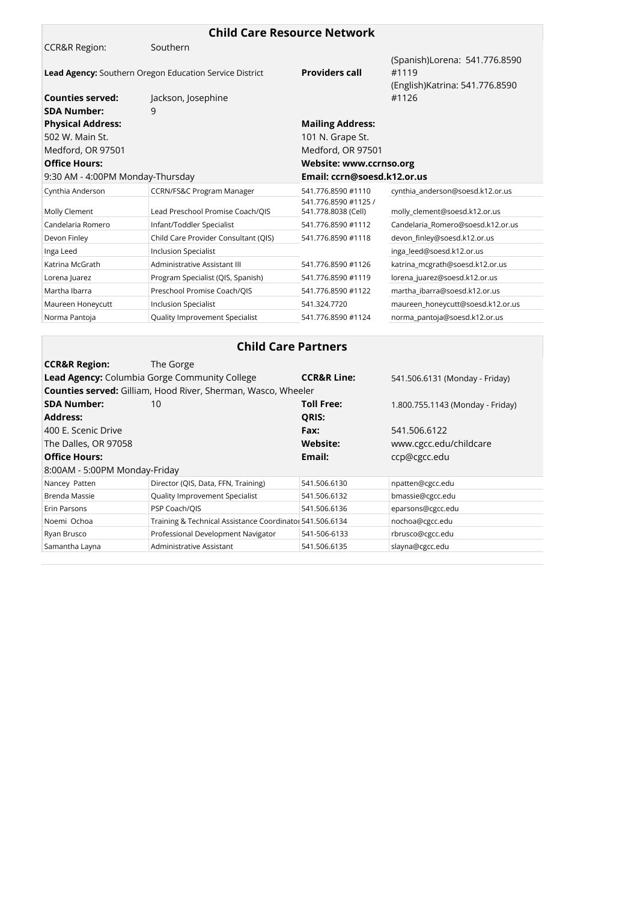## Child Care Resource Network

CCR&R Region: Southern

**Lead Agency:** Southern Oregon Education Service District

**Providers call** (Spanish)Lorena: 541.776.8590 #1119 (English)Katrina: 541.776.8590 #1126

**Counties served:** Jackson, Josephine

**SDA Number:** 9

**Physical Address:**
502 W. Main St.
Medford, OR 97501

**Mailing Address:**
101 N. Grape St.
Medford, OR 97501

**Office Hours:**
9:30 AM - 4:00PM Monday-Thursday

**Website: www.ccrnso.org**

**Email: ccrn@soesd.k12.or.us**

| Name | Title | Phone | Email |
|---|---|---|---|
| Cynthia Anderson | CCRN/FS&C Program Manager | 541.776.8590 #1110 | cynthia_anderson@soesd.k12.or.us |
| Molly Clement | Lead Preschool Promise Coach/QIS | 541.776.8590 #1125 / 541.778.8038 (Cell) | molly_clement@soesd.k12.or.us |
| Candelaria Romero | Infant/Toddler Specialist | 541.776.8590 #1112 | Candelaria_Romero@soesd.k12.or.us |
| Devon Finley | Child Care Provider Consultant (QIS) | 541.776.8590 #1118 | devon_finley@soesd.k12.or.us |
| Inga Leed | Inclusion Specialist | | inga_leed@soesd.k12.or.us |
| Katrina McGrath | Administrative Assistant III | 541.776.8590 #1126 | katrina_mcgrath@soesd.k12.or.us |
| Lorena Juarez | Program Specialist (QIS, Spanish) | 541.776.8590 #1119 | lorena_juarez@soesd.k12.or.us |
| Martha Ibarra | Preschool Promise Coach/QIS | 541.776.8590 #1122 | martha_ibarra@soesd.k12.or.us |
| Maureen Honeycutt | Inclusion Specialist | 541.324.7720 | maureen_honeycutt@soesd.k12.or.us |
| Norma Pantoja | Quality Improvement Specialist | 541.776.8590 #1124 | norma_pantoja@soesd.k12.or.us |

## Child Care Partners

**CCR&R Region:** The Gorge

**Lead Agency:** Columbia Gorge Community College

**CCR&R Line:** 541.506.6131 (Monday - Friday)

**Counties served:** Gilliam, Hood River, Sherman, Wasco, Wheeler

**SDA Number:** 10

**Toll Free:** 1.800.755.1143 (Monday - Friday)

**Address:**
400 E. Scenic Drive
The Dalles, OR 97058

**QRIS:**

**Fax:** 541.506.6122

**Website:** www.cgcc.edu/childcare

**Email:** ccp@cgcc.edu

**Office Hours:**
8:00AM - 5:00PM Monday-Friday

| Name | Title | Phone | Email |
|---|---|---|---|
| Nancey Patten | Director (QIS, Data, FFN, Training) | 541.506.6130 | npatten@cgcc.edu |
| Brenda Massie | Quality Improvement Specialist | 541.506.6132 | bmassie@cgcc.edu |
| Erin Parsons | PSP Coach/QIS | 541.506.6136 | eparsons@cgcc.edu |
| Noemi Ochoa | Training & Technical Assistance Coordinator | 541.506.6134 | nochoa@cgcc.edu |
| Ryan Brusco | Professional Development Navigator | 541-506-6133 | rbrusco@cgcc.edu |
| Samantha Layna | Administrative Assistant | 541.506.6135 | slayna@cgcc.edu |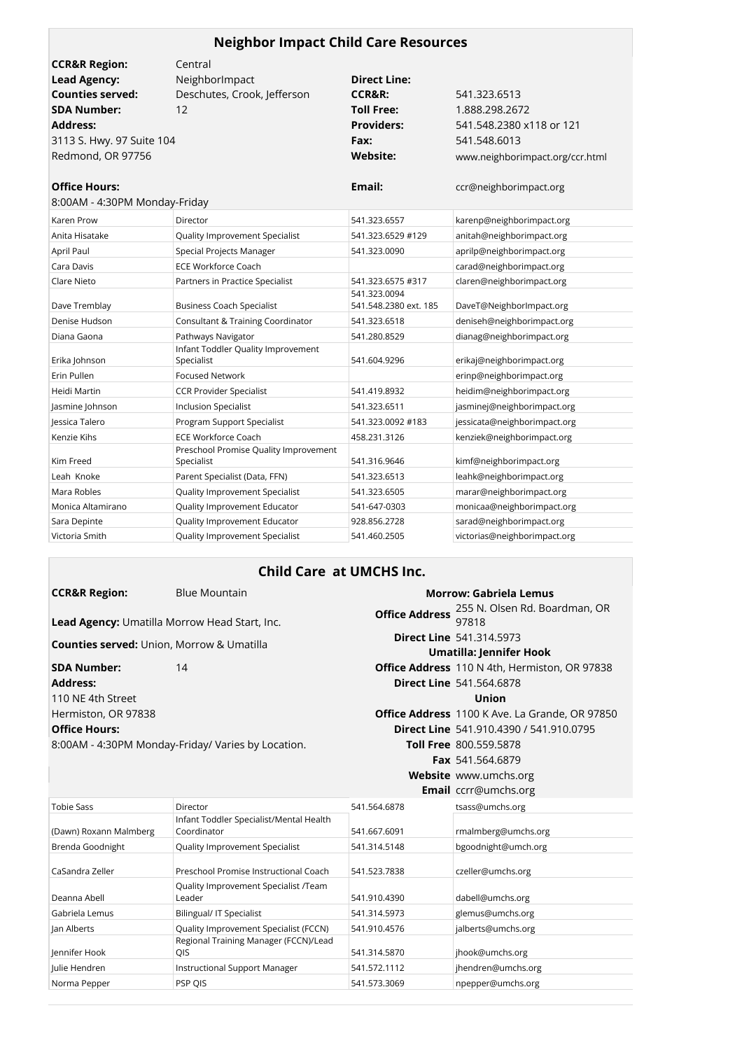## Neighbor Impact Child Care Resources

**CCR&R Region:** Central
**Lead Agency:** NeighborImpact
**Counties served:** Deschutes, Crook, Jefferson
**SDA Number:** 12
**Address:**
3113 S. Hwy. 97 Suite 104
Redmond, OR 97756

**Office Hours:**
8:00AM - 4:30PM Monday-Friday

**Direct Line:**
**CCR&R:** 541.323.6513
**Toll Free:** 1.888.298.2672
**Providers:** 541.548.2380 x118 or 121
**Fax:** 541.548.6013
**Website:** www.neighborimpact.org/ccr.html
**Email:** ccr@neighborimpact.org

| Name | Title | Phone | Email |
|---|---|---|---|
| Karen Prow | Director | 541.323.6557 | karenp@neighborimpact.org |
| Anita Hisatake | Quality Improvement Specialist | 541.323.6529 #129 | anitah@neighborimpact.org |
| April Paul | Special Projects Manager | 541.323.0090 | aprilp@neighborimpact.org |
| Cara Davis | ECE Workforce Coach | | carad@neighborimpact.org |
| Clare Nieto | Partners in Practice Specialist | 541.323.6575 #317 | claren@neighborimpact.org |
| Dave Tremblay | Business Coach Specialist | 541.323.0094<br>541.548.2380 ext. 185 | DaveT@NeighborImpact.org |
| Denise Hudson | Consultant & Training Coordinator | 541.323.6518 | deniseh@neighborimpact.org |
| Diana Gaona | Pathways Navigator | 541.280.8529 | dianag@neighborimpact.org |
| Erika Johnson | Infant Toddler Quality Improvement Specialist | 541.604.9296 | erikaj@neighborimpact.org |
| Erin Pullen | Focused Network | | erinp@neighborimpact.org |
| Heidi Martin | CCR Provider Specialist | 541.419.8932 | heidim@neighborimpact.org |
| Jasmine Johnson | Inclusion Specialist | 541.323.6511 | jasminej@neighborimpact.org |
| Jessica Talero | Program Support Specialist | 541.323.0092 #183 | jessicata@neighborimpact.org |
| Kenzie Kihs | ECE Workforce Coach | 458.231.3126 | kenziek@neighborimpact.org |
| Kim Freed | Preschool Promise Quality Improvement Specialist | 541.316.9646 | kimf@neighborimpact.org |
| Leah Knoke | Parent Specialist (Data, FFN) | 541.323.6513 | leahk@neighborimpact.org |
| Mara Robles | Quality Improvement Specialist | 541.323.6505 | marar@neighborimpact.org |
| Monica Altamirano | Quality Improvement Educator | 541-647-0303 | monicaa@neighborimpact.org |
| Sara Depinte | Quality Improvement Educator | 928.856.2728 | sarad@neighborimpact.org |
| Victoria Smith | Quality Improvement Specialist | 541.460.2505 | victorias@neighborimpact.org |

## Child Care at UMCHS Inc.

**CCR&R Region:** Blue Mountain

**Lead Agency:** Umatilla Morrow Head Start, Inc.

**Counties served:** Union, Morrow & Umatilla

**SDA Number:** 14
**Address:**
110 NE 4th Street
Hermiston, OR 97838
**Office Hours:**
8:00AM - 4:30PM Monday-Friday/ Varies by Location.

**Morrow: Gabriela Lemus**
**Office Address** 255 N. Olsen Rd. Boardman, OR 97818
**Direct Line** 541.314.5973

**Umatilla: Jennifer Hook**
**Office Address** 110 N 4th, Hermiston, OR 97838
**Direct Line** 541.564.6878

**Union**
**Office Address** 1100 K Ave. La Grande, OR 97850
**Direct Line** 541.910.4390 / 541.910.0795
**Toll Free** 800.559.5878
**Fax** 541.564.6879
**Website** www.umchs.org
**Email** ccrr@umchs.org

| Name | Title | Phone | Email |
|---|---|---|---|
| Tobie Sass | Director | 541.564.6878 | tsass@umchs.org |
| (Dawn) Roxann Malmberg | Infant Toddler Specialist/Mental Health Coordinator | 541.667.6091 | rmalmberg@umchs.org |
| Brenda Goodnight | Quality Improvement Specialist | 541.314.5148 | bgoodnight@umch.org |
| CaSandra Zeller | Preschool Promise Instructional Coach | 541.523.7838 | czeller@umchs.org |
| Deanna Abell | Quality Improvement Specialist /Team Leader | 541.910.4390 | dabell@umchs.org |
| Gabriela Lemus | Bilingual/ IT Specialist | 541.314.5973 | glemus@umchs.org |
| Jan Alberts | Quality Improvement Specialist (FCCN) | 541.910.4576 | jalberts@umchs.org |
| Jennifer Hook | Regional Training Manager (FCCN)/Lead QIS | 541.314.5870 | jhook@umchs.org |
| Julie Hendren | Instructional Support Manager | 541.572.1112 | jhendren@umchs.org |
| Norma Pepper | PSP QIS | 541.573.3069 | npepper@umchs.org |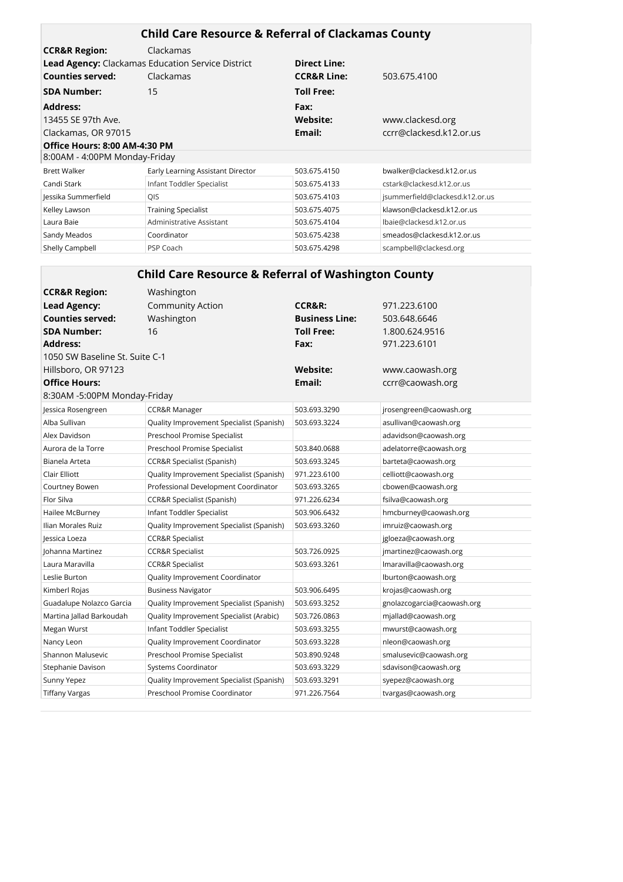## Child Care Resource & Referral of Clackamas County

| | | | |
|---|---|---|---|
| **CCR&R Region:** | Clackamas | | |
| **Lead Agency:** Clackamas Education Service District | | **Direct Line:** | |
| **Counties served:** | Clackamas | **CCR&R Line:** | 503.675.4100 |
| **SDA Number:** | 15 | **Toll Free:** | |
| **Address:** | | **Fax:** | |
| 13455 SE 97th Ave. | | **Website:** | www.clackesd.org |
| Clackamas, OR 97015 | | **Email:** | ccrr@clackesd.k12.or.us |
| **Office Hours: 8:00 AM-4:30 PM** | | | |
| 8:00AM - 4:00PM Monday-Friday | | | |

| | | | |
|---|---|---|---|
| Brett Walker | Early Learning Assistant Director | 503.675.4150 | bwalker@clackesd.k12.or.us |
| Candi Stark | Infant Toddler Specialist | 503.675.4133 | cstark@clackesd.k12.or.us |
| Jessika Summerfield | QIS | 503.675.4103 | jsummerfield@clackesd.k12.or.us |
| Kelley Lawson | Training Specialist | 503.675.4075 | klawson@clackesd.k12.or.us |
| Laura Baie | Administrative Assistant | 503.675.4104 | lbaie@clackesd.k12.or.us |
| Sandy Meados | Coordinator | 503.675.4238 | smeados@clackesd.k12.or.us |
| Shelly Campbell | PSP Coach | 503.675.4298 | scampbell@clackesd.org |

## Child Care Resource & Referral of Washington County

| | | | |
|---|---|---|---|
| **CCR&R Region:** | Washington | | |
| **Lead Agency:** | Community Action | **CCR&R:** | 971.223.6100 |
| **Counties served:** | Washington | **Business Line:** | 503.648.6646 |
| **SDA Number:** | 16 | **Toll Free:** | 1.800.624.9516 |
| **Address:** | | **Fax:** | 971.223.6101 |
| 1050 SW Baseline St. Suite C-1 | | | |
| Hillsboro, OR 97123 | | **Website:** | www.caowash.org |
| **Office Hours:** | | **Email:** | ccrr@caowash.org |
| 8:30AM -5:00PM Monday-Friday | | | |

| | | | |
|---|---|---|---|
| Jessica Rosengreen | CCR&R Manager | 503.693.3290 | jrosengreen@caowash.org |
| Alba Sullivan | Quality Improvement Specialist (Spanish) | 503.693.3224 | asullivan@caowash.org |
| Alex Davidson | Preschool Promise Specialist | | adavidson@caowash.org |
| Aurora de la Torre | Preschool Promise Specialist | 503.840.0688 | adelatorre@caowash.org |
| Bianela Arteta | CCR&R Specialist (Spanish) | 503.693.3245 | barteta@caowash.org |
| Clair Elliott | Quality Improvement Specialist (Spanish) | 971.223.6100 | celliott@caowash.org |
| Courtney Bowen | Professional Development Coordinator | 503.693.3265 | cbowen@caowash.org |
| Flor Silva | CCR&R Specialist (Spanish) | 971.226.6234 | fsilva@caowash.org |
| Hailee McBurney | Infant Toddler Specialist | 503.906.6432 | hmcburney@caowash.org |
| Ilian Morales Ruiz | Quality Improvement Specialist (Spanish) | 503.693.3260 | imruiz@caowash.org |
| Jessica Loeza | CCR&R Specialist | | jgloeza@caowash.org |
| Johanna Martinez | CCR&R Specialist | 503.726.0925 | jmartinez@caowash.org |
| Laura Maravilla | CCR&R Specialist | 503.693.3261 | lmaravilla@caowash.org |
| Leslie Burton | Quality Improvement Coordinator | | lburton@caowash.org |
| Kimberl Rojas | Business Navigator | 503.906.6495 | krojas@caowash.org |
| Guadalupe Nolazco Garcia | Quality Improvement Specialist (Spanish) | 503.693.3252 | gnolazcogarcia@caowash.org |
| Martina Jallad Barkoudah | Quality Improvement Specialist (Arabic) | 503.726.0863 | mjallad@caowash.org |
| Megan Wurst | Infant Toddler Specialist | 503.693.3255 | mwurst@caowash.org |
| Nancy Leon | Quality Improvement Coordinator | 503.693.3228 | nleon@caowash.org |
| Shannon Malusevic | Preschool Promise Specialist | 503.890.9248 | smalusevic@caowash.org |
| Stephanie Davison | Systems Coordinator | 503.693.3229 | sdavison@caowash.org |
| Sunny Yepez | Quality Improvement Specialist (Spanish) | 503.693.3291 | syepez@caowash.org |
| Tiffany Vargas | Preschool Promise Coordinator | 971.226.7564 | tvargas@caowash.org |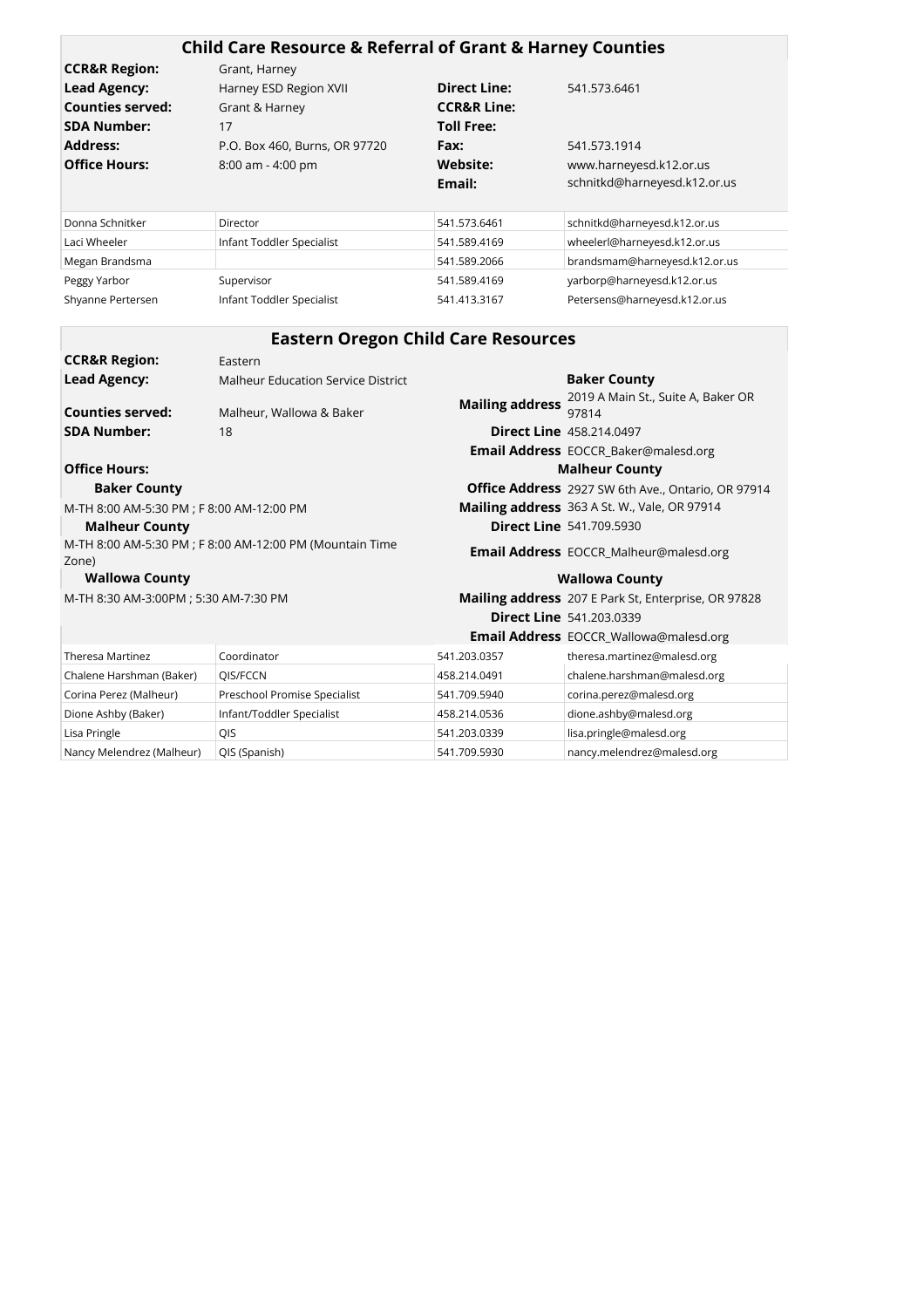## Child Care Resource & Referral of Grant & Harney Counties

| | | | |
|---|---|---|---|
| **CCR&R Region:** | Grant, Harney | | |
| **Lead Agency:** | Harney ESD Region XVII | **Direct Line:** | 541.573.6461 |
| **Counties served:** | Grant & Harney | **CCR&R Line:** | |
| **SDA Number:** | 17 | **Toll Free:** | |
| **Address:** | P.O. Box 460, Burns, OR 97720 | **Fax:** | 541.573.1914 |
| **Office Hours:** | 8:00 am - 4:00 pm | **Website:** | www.harneyesd.k12.or.us |
| | | **Email:** | schnitkd@harneyesd.k12.or.us |

| | | | |
|---|---|---|---|
| Donna Schnitker | Director | 541.573.6461 | schnitkd@harneyesd.k12.or.us |
| Laci Wheeler | Infant Toddler Specialist | 541.589.4169 | wheelerl@harneyesd.k12.or.us |
| Megan Brandsma | | 541.589.2066 | brandsmam@harneyesd.k12.or.us |
| Peggy Yarbor | Supervisor | 541.589.4169 | yarborp@harneyesd.k12.or.us |
| Shyanne Pertersen | Infant Toddler Specialist | 541.413.3167 | Petersens@harneyesd.k12.or.us |

## Eastern Oregon Child Care Resources

**CCR&R Region:** Eastern
**Lead Agency:** Malheur Education Service District
**Counties served:** Malheur, Wallowa & Baker
**SDA Number:** 18

**Office Hours:**

**Baker County**
M-TH 8:00 AM-5:30 PM ; F 8:00 AM-12:00 PM

**Malheur County**
M-TH 8:00 AM-5:30 PM ; F 8:00 AM-12:00 PM (Mountain Time Zone)

**Wallowa County**
M-TH 8:30 AM-3:00PM ; 5:30 AM-7:30 PM

**Baker County**
**Mailing address** 2019 A Main St., Suite A, Baker OR 97814
**Direct Line** 458.214.0497
**Email Address** EOCCR_Baker@malesd.org

**Malheur County**
**Office Address** 2927 SW 6th Ave., Ontario, OR 97914
**Mailing address** 363 A St. W., Vale, OR 97914
**Direct Line** 541.709.5930
**Email Address** EOCCR_Malheur@malesd.org

**Wallowa County**
**Mailing address** 207 E Park St, Enterprise, OR 97828
**Direct Line** 541.203.0339
**Email Address** EOCCR_Wallowa@malesd.org

| | | | |
|---|---|---|---|
| Theresa Martinez | Coordinator | 541.203.0357 | theresa.martinez@malesd.org |
| Chalene Harshman (Baker) | QIS/FCCN | 458.214.0491 | chalene.harshman@malesd.org |
| Corina Perez (Malheur) | Preschool Promise Specialist | 541.709.5940 | corina.perez@malesd.org |
| Dione Ashby (Baker) | Infant/Toddler Specialist | 458.214.0536 | dione.ashby@malesd.org |
| Lisa Pringle | QIS | 541.203.0339 | lisa.pringle@malesd.org |
| Nancy Melendrez (Malheur) | QIS (Spanish) | 541.709.5930 | nancy.melendrez@malesd.org |